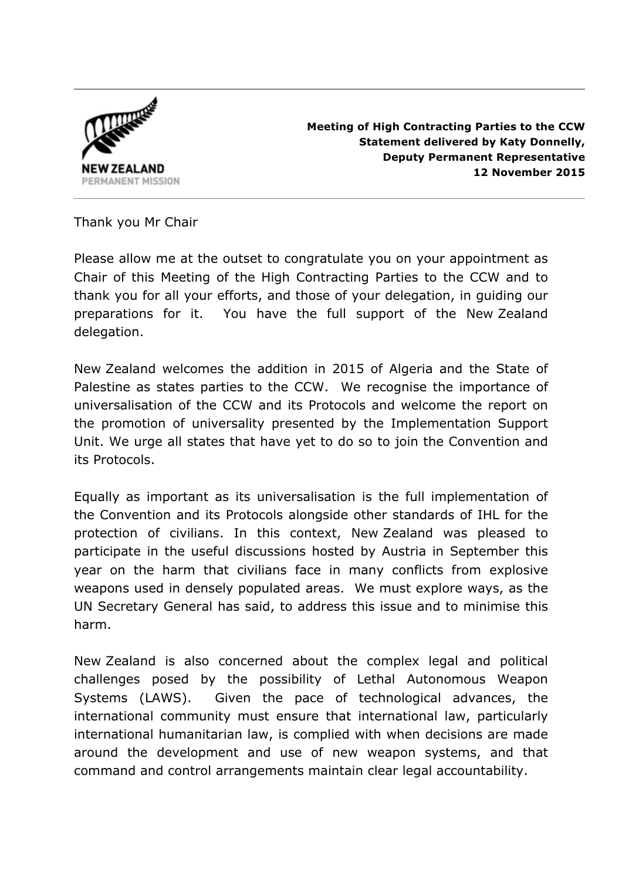NEW ZEALAND
PERMANENT MISSION

**Meeting of High Contracting Parties to the CCW**
**Statement delivered by Katy Donnelly,**
**Deputy Permanent Representative**
**12 November 2015**

---

Thank you Mr Chair

Please allow me at the outset to congratulate you on your appointment as Chair of this Meeting of the High Contracting Parties to the CCW and to thank you for all your efforts, and those of your delegation, in guiding our preparations for it. You have the full support of the New Zealand delegation.

New Zealand welcomes the addition in 2015 of Algeria and the State of Palestine as states parties to the CCW. We recognise the importance of universalisation of the CCW and its Protocols and welcome the report on the promotion of universality presented by the Implementation Support Unit. We urge all states that have yet to do so to join the Convention and its Protocols.

Equally as important as its universalisation is the full implementation of the Convention and its Protocols alongside other standards of IHL for the protection of civilians. In this context, New Zealand was pleased to participate in the useful discussions hosted by Austria in September this year on the harm that civilians face in many conflicts from explosive weapons used in densely populated areas. We must explore ways, as the UN Secretary General has said, to address this issue and to minimise this harm.

New Zealand is also concerned about the complex legal and political challenges posed by the possibility of Lethal Autonomous Weapon Systems (LAWS). Given the pace of technological advances, the international community must ensure that international law, particularly international humanitarian law, is complied with when decisions are made around the development and use of new weapon systems, and that command and control arrangements maintain clear legal accountability.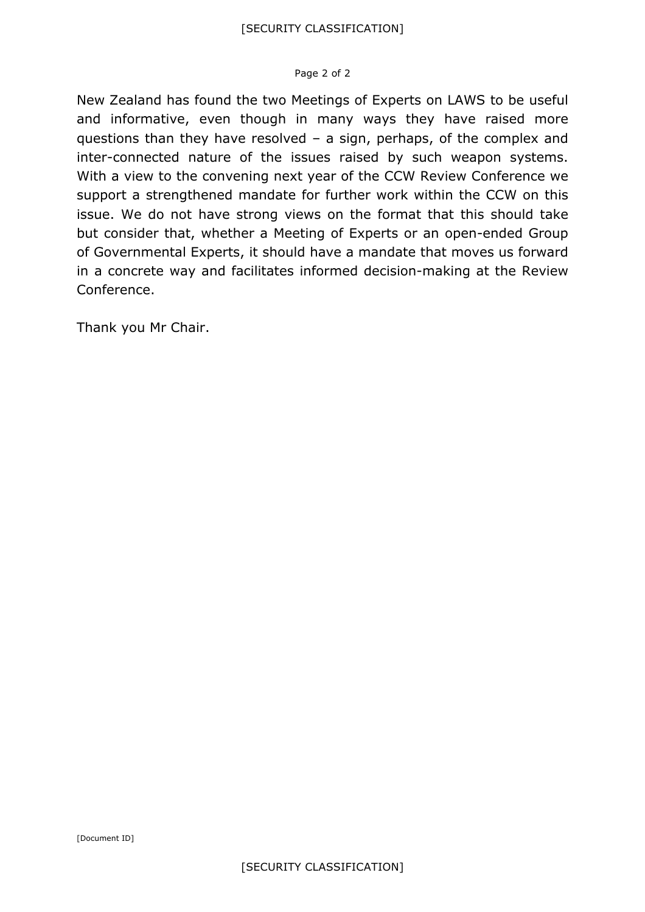New Zealand has found the two Meetings of Experts on LAWS to be useful and informative, even though in many ways they have raised more questions than they have resolved – a sign, perhaps, of the complex and inter-connected nature of the issues raised by such weapon systems. With a view to the convening next year of the CCW Review Conference we support a strengthened mandate for further work within the CCW on this issue. We do not have strong views on the format that this should take but consider that, whether a Meeting of Experts or an open-ended Group of Governmental Experts, it should have a mandate that moves us forward in a concrete way and facilitates informed decision-making at the Review Conference.

Thank you Mr Chair.